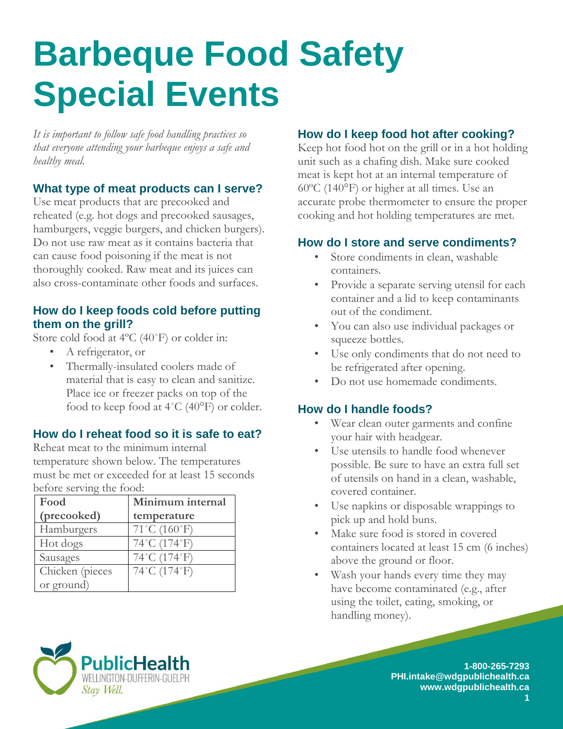# Barbeque Food Safety Special Events

*It is important to follow safe food handling practices so that everyone attending your barbeque enjoys a safe and healthy meal.*

## What type of meat products can I serve?

Use meat products that are precooked and reheated (e.g. hot dogs and precooked sausages, hamburgers, veggie burgers, and chicken burgers). Do not use raw meat as it contains bacteria that can cause food poisoning if the meat is not thoroughly cooked. Raw meat and its juices can also cross-contaminate other foods and surfaces.

## How do I keep foods cold before putting them on the grill?

Store cold food at 4ºC (40˚F) or colder in:

- A refrigerator, or
- Thermally-insulated coolers made of material that is easy to clean and sanitize. Place ice or freezer packs on top of the food to keep food at 4˚C (40°F) or colder.

## How do I reheat food so it is safe to eat?

Reheat meat to the minimum internal temperature shown below. The temperatures must be met or exceeded for at least 15 seconds before serving the food:

| Food (precooked) | Minimum internal temperature |
|---|---|
| Hamburgers | 71˚C (160˚F) |
| Hot dogs | 74˚C (174˚F) |
| Sausages | 74˚C (174˚F) |
| Chicken (pieces or ground) | 74˚C (174˚F) |

## How do I keep food hot after cooking?

Keep hot food hot on the grill or in a hot holding unit such as a chafing dish. Make sure cooked meat is kept hot at an internal temperature of 60ºC (140°F) or higher at all times. Use an accurate probe thermometer to ensure the proper cooking and hot holding temperatures are met.

## How do I store and serve condiments?

- Store condiments in clean, washable containers.
- Provide a separate serving utensil for each container and a lid to keep contaminants out of the condiment.
- You can also use individual packages or squeeze bottles.
- Use only condiments that do not need to be refrigerated after opening.
- Do not use homemade condiments.

## How do I handle foods?

- Wear clean outer garments and confine your hair with headgear.
- Use utensils to handle food whenever possible. Be sure to have an extra full set of utensils on hand in a clean, washable, covered container.
- Use napkins or disposable wrappings to pick up and hold buns.
- Make sure food is stored in covered containers located at least 15 cm (6 inches) above the ground or floor.
- Wash your hands every time they may have become contaminated (e.g., after using the toilet, eating, smoking, or handling money).

PublicHealth WELLINGTON-DUFFERIN-GUELPH *Stay Well.*

**1-800-265-7293**
**PHI.intake@wdgpublichealth.ca**
**www.wdgpublichealth.ca**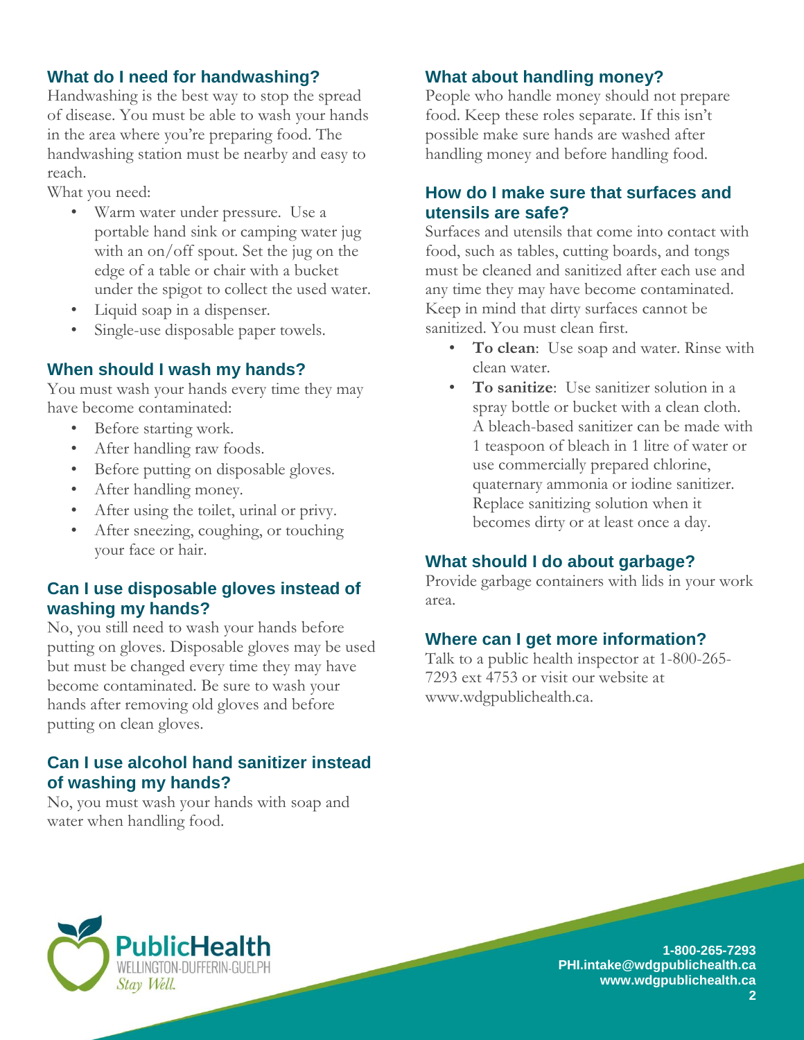## What do I need for handwashing?

Handwashing is the best way to stop the spread of disease. You must be able to wash your hands in the area where you're preparing food. The handwashing station must be nearby and easy to reach.

What you need:

- Warm water under pressure. Use a portable hand sink or camping water jug with an on/off spout. Set the jug on the edge of a table or chair with a bucket under the spigot to collect the used water.
- Liquid soap in a dispenser.
- Single-use disposable paper towels.

## When should I wash my hands?

You must wash your hands every time they may have become contaminated:

- Before starting work.
- After handling raw foods.
- Before putting on disposable gloves.
- After handling money.
- After using the toilet, urinal or privy.
- After sneezing, coughing, or touching your face or hair.

## Can I use disposable gloves instead of washing my hands?

No, you still need to wash your hands before putting on gloves. Disposable gloves may be used but must be changed every time they may have become contaminated. Be sure to wash your hands after removing old gloves and before putting on clean gloves.

## Can I use alcohol hand sanitizer instead of washing my hands?

No, you must wash your hands with soap and water when handling food.

## What about handling money?

People who handle money should not prepare food. Keep these roles separate. If this isn't possible make sure hands are washed after handling money and before handling food.

## How do I make sure that surfaces and utensils are safe?

Surfaces and utensils that come into contact with food, such as tables, cutting boards, and tongs must be cleaned and sanitized after each use and any time they may have become contaminated. Keep in mind that dirty surfaces cannot be sanitized. You must clean first.

- **To clean**: Use soap and water. Rinse with clean water.
- **To sanitize**: Use sanitizer solution in a spray bottle or bucket with a clean cloth. A bleach-based sanitizer can be made with 1 teaspoon of bleach in 1 litre of water or use commercially prepared chlorine, quaternary ammonia or iodine sanitizer. Replace sanitizing solution when it becomes dirty or at least once a day.

## What should I do about garbage?

Provide garbage containers with lids in your work area.

## Where can I get more information?

Talk to a public health inspector at 1-800-265-7293 ext 4753 or visit our website at www.wdgpublichealth.ca.

PublicHealth
WELLINGTON-DUFFERIN-GUELPH
*Stay Well.*

**1-800-265-7293**
**PHI.intake@wdgpublichealth.ca**
**www.wdgpublichealth.ca**